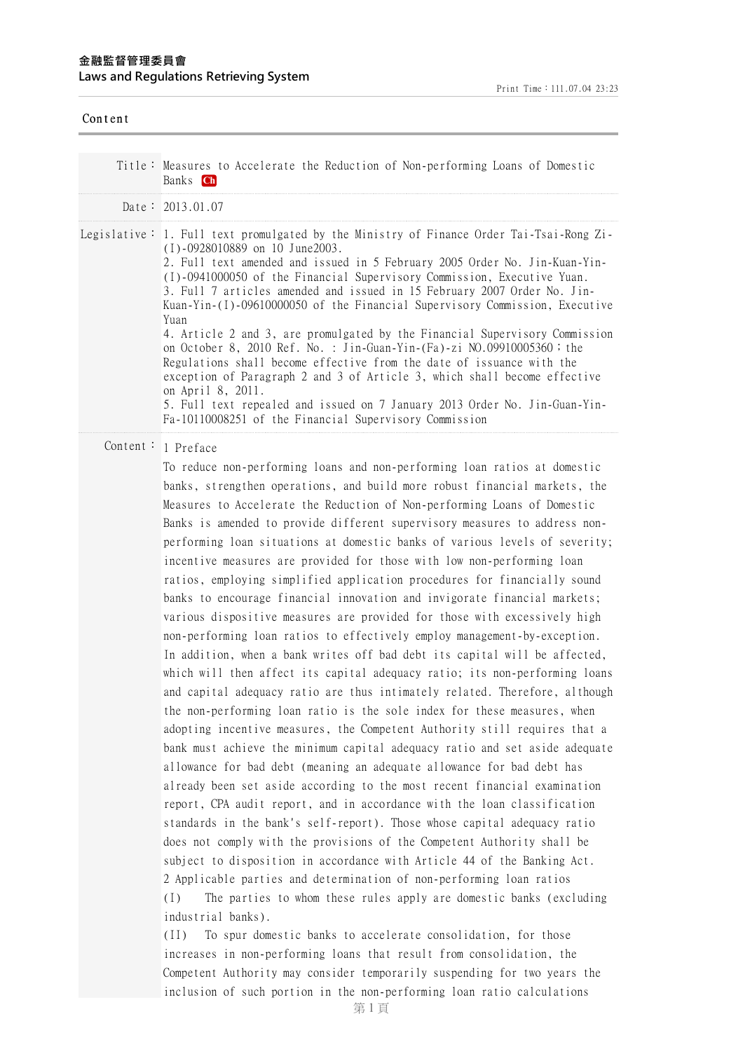**金融監督管理委員會**
**Laws and Regulations Retrieving System**

Print Time：111.07.04 23:23

Content

| | |
|---|---|
| Title： | Measures to Accelerate the Reduction of Non-performing Loans of Domestic Banks Ch |
| Date： | 2013.01.07 |
| Legislative： | 1. Full text promulgated by the Ministry of Finance Order Tai-Tsai-Rong Zi-(I)-0928010889 on 10 June2003.<br>2. Full text amended and issued in 5 February 2005 Order No. Jin-Kuan-Yin-(I)-0941000050 of the Financial Supervisory Commission, Executive Yuan.<br>3. Full 7 articles amended and issued in 15 February 2007 Order No. Jin-Kuan-Yin-(I)-09610000050 of the Financial Supervisory Commission, Executive Yuan<br>4. Article 2 and 3, are promulgated by the Financial Supervisory Commission on October 8, 2010 Ref. No. : Jin-Guan-Yin-(Fa)-zi NO.09910005360；the Regulations shall become effective from the date of issuance with the exception of Paragraph 2 and 3 of Article 3, which shall become effective on April 8, 2011.<br>5. Full text repealed and issued on 7 January 2013 Order No. Jin-Guan-Yin-Fa-10110008251 of the Financial Supervisory Commission |

Content：

1 Preface

To reduce non-performing loans and non-performing loan ratios at domestic banks, strengthen operations, and build more robust financial markets, the Measures to Accelerate the Reduction of Non-performing Loans of Domestic Banks is amended to provide different supervisory measures to address non-performing loan situations at domestic banks of various levels of severity; incentive measures are provided for those with low non-performing loan ratios, employing simplified application procedures for financially sound banks to encourage financial innovation and invigorate financial markets; various dispositive measures are provided for those with excessively high non-performing loan ratios to effectively employ management-by-exception. In addition, when a bank writes off bad debt its capital will be affected, which will then affect its capital adequacy ratio; its non-performing loans and capital adequacy ratio are thus intimately related. Therefore, although the non-performing loan ratio is the sole index for these measures, when adopting incentive measures, the Competent Authority still requires that a bank must achieve the minimum capital adequacy ratio and set aside adequate allowance for bad debt (meaning an adequate allowance for bad debt has already been set aside according to the most recent financial examination report, CPA audit report, and in accordance with the loan classification standards in the bank's self-report). Those whose capital adequacy ratio does not comply with the provisions of the Competent Authority shall be subject to disposition in accordance with Article 44 of the Banking Act.

2 Applicable parties and determination of non-performing loan ratios

(I) The parties to whom these rules apply are domestic banks (excluding industrial banks).

(II) To spur domestic banks to accelerate consolidation, for those increases in non-performing loans that result from consolidation, the Competent Authority may consider temporarily suspending for two years the inclusion of such portion in the non-performing loan ratio calculations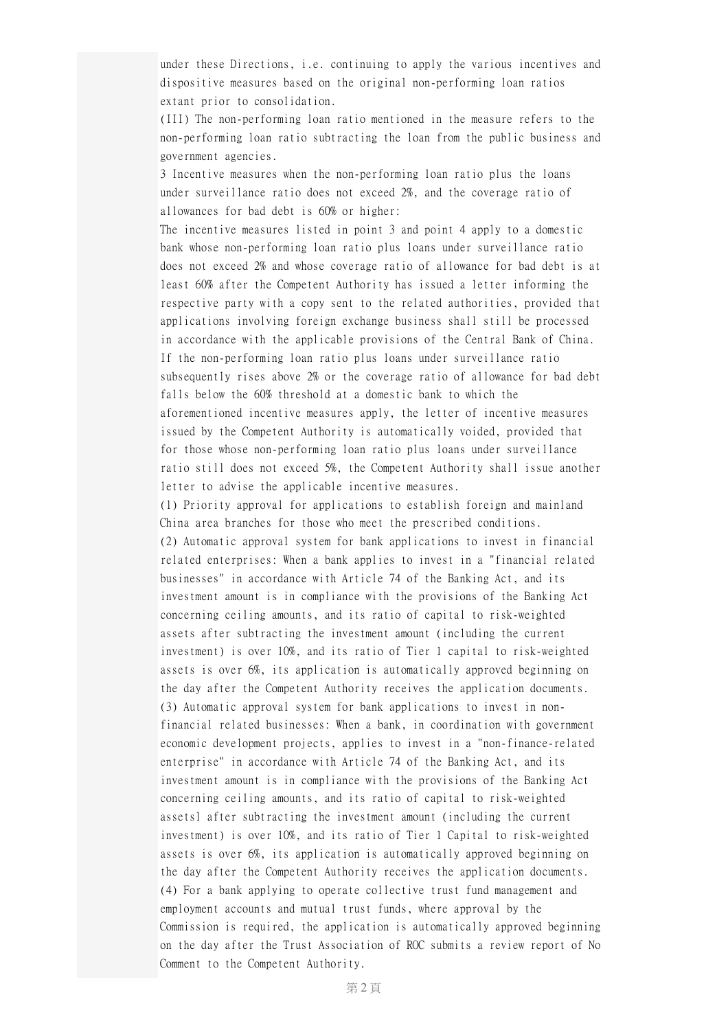under these Directions, i.e. continuing to apply the various incentives and dispositive measures based on the original non-performing loan ratios extant prior to consolidation.

(III) The non-performing loan ratio mentioned in the measure refers to the non-performing loan ratio subtracting the loan from the public business and government agencies.

3 Incentive measures when the non-performing loan ratio plus the loans under surveillance ratio does not exceed 2%, and the coverage ratio of allowances for bad debt is 60% or higher:

The incentive measures listed in point 3 and point 4 apply to a domestic bank whose non-performing loan ratio plus loans under surveillance ratio does not exceed 2% and whose coverage ratio of allowance for bad debt is at least 60% after the Competent Authority has issued a letter informing the respective party with a copy sent to the related authorities, provided that applications involving foreign exchange business shall still be processed in accordance with the applicable provisions of the Central Bank of China. If the non-performing loan ratio plus loans under surveillance ratio subsequently rises above 2% or the coverage ratio of allowance for bad debt falls below the 60% threshold at a domestic bank to which the aforementioned incentive measures apply, the letter of incentive measures issued by the Competent Authority is automatically voided, provided that for those whose non-performing loan ratio plus loans under surveillance ratio still does not exceed 5%, the Competent Authority shall issue another letter to advise the applicable incentive measures.

(1) Priority approval for applications to establish foreign and mainland China area branches for those who meet the prescribed conditions.

(2) Automatic approval system for bank applications to invest in financial related enterprises: When a bank applies to invest in a "financial related businesses" in accordance with Article 74 of the Banking Act, and its investment amount is in compliance with the provisions of the Banking Act concerning ceiling amounts, and its ratio of capital to risk-weighted assets after subtracting the investment amount (including the current investment) is over 10%, and its ratio of Tier 1 capital to risk-weighted assets is over 6%, its application is automatically approved beginning on the day after the Competent Authority receives the application documents.

(3) Automatic approval system for bank applications to invest in non-financial related businesses: When a bank, in coordination with government economic development projects, applies to invest in a "non-finance-related enterprise" in accordance with Article 74 of the Banking Act, and its investment amount is in compliance with the provisions of the Banking Act concerning ceiling amounts, and its ratio of capital to risk-weighted assetsl after subtracting the investment amount (including the current investment) is over 10%, and its ratio of Tier 1 Capital to risk-weighted assets is over 6%, its application is automatically approved beginning on the day after the Competent Authority receives the application documents.

(4) For a bank applying to operate collective trust fund management and employment accounts and mutual trust funds, where approval by the Commission is required, the application is automatically approved beginning on the day after the Trust Association of ROC submits a review report of No Comment to the Competent Authority.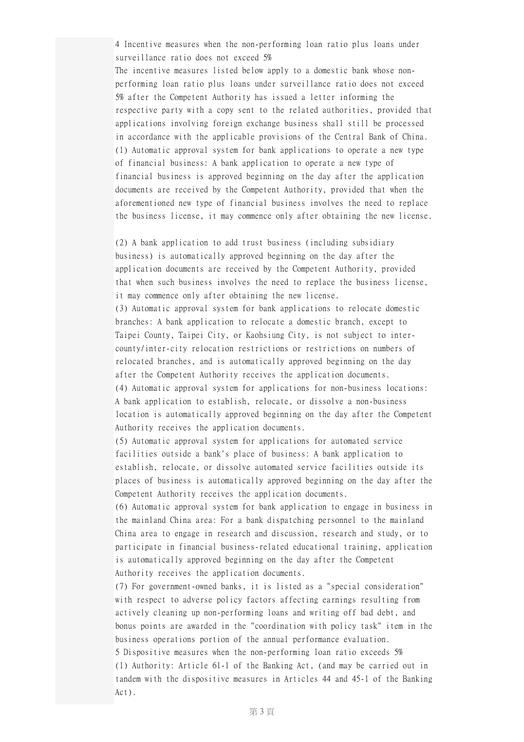4 Incentive measures when the non-performing loan ratio plus loans under surveillance ratio does not exceed 5%

The incentive measures listed below apply to a domestic bank whose non-performing loan ratio plus loans under surveillance ratio does not exceed 5% after the Competent Authority has issued a letter informing the respective party with a copy sent to the related authorities, provided that applications involving foreign exchange business shall still be processed in accordance with the applicable provisions of the Central Bank of China.

(1) Automatic approval system for bank applications to operate a new type of financial business: A bank application to operate a new type of financial business is approved beginning on the day after the application documents are received by the Competent Authority, provided that when the aforementioned new type of financial business involves the need to replace the business license, it may commence only after obtaining the new license.

(2) A bank application to add trust business (including subsidiary business) is automatically approved beginning on the day after the application documents are received by the Competent Authority, provided that when such business involves the need to replace the business license, it may commence only after obtaining the new license.

(3) Automatic approval system for bank applications to relocate domestic branches: A bank application to relocate a domestic branch, except to Taipei County, Taipei City, or Kaohsiung City, is not subject to inter-county/inter-city relocation restrictions or restrictions on numbers of relocated branches, and is automatically approved beginning on the day after the Competent Authority receives the application documents.

(4) Automatic approval system for applications for non-business locations: A bank application to establish, relocate, or dissolve a non-business location is automatically approved beginning on the day after the Competent Authority receives the application documents.

(5) Automatic approval system for applications for automated service facilities outside a bank's place of business: A bank application to establish, relocate, or dissolve automated service facilities outside its places of business is automatically approved beginning on the day after the Competent Authority receives the application documents.

(6) Automatic approval system for bank application to engage in business in the mainland China area: For a bank dispatching personnel to the mainland China area to engage in research and discussion, research and study, or to participate in financial business-related educational training, application is automatically approved beginning on the day after the Competent Authority receives the application documents.

(7) For government-owned banks, it is listed as a "special consideration" with respect to adverse policy factors affecting earnings resulting from actively cleaning up non-performing loans and writing off bad debt, and bonus points are awarded in the "coordination with policy task" item in the business operations portion of the annual performance evaluation.

5 Dispositive measures when the non-performing loan ratio exceeds 5%

(1) Authority: Article 61-1 of the Banking Act, (and may be carried out in tandem with the dispositive measures in Articles 44 and 45-1 of the Banking Act).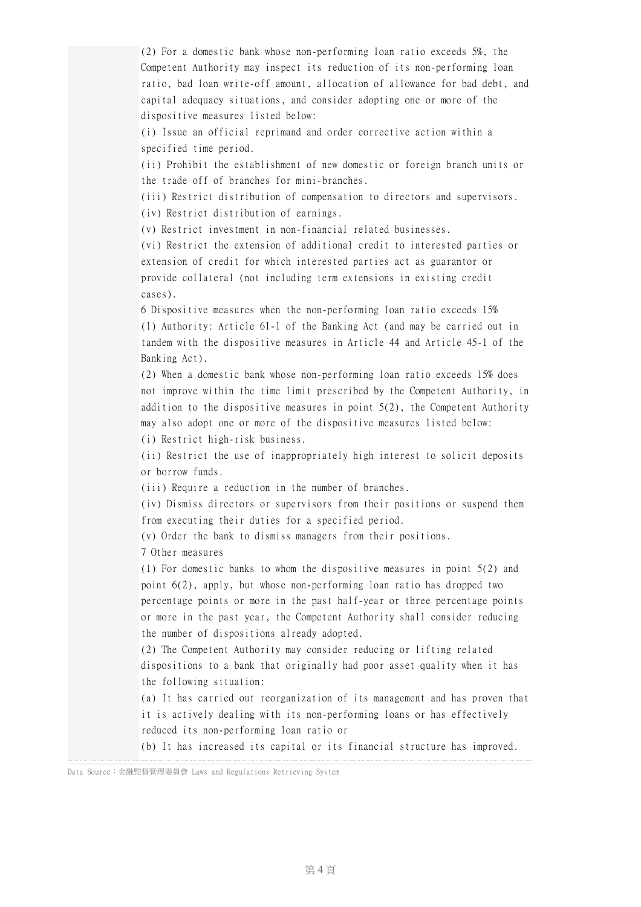(2) For a domestic bank whose non-performing loan ratio exceeds 5%, the Competent Authority may inspect its reduction of its non-performing loan ratio, bad loan write-off amount, allocation of allowance for bad debt, and capital adequacy situations, and consider adopting one or more of the dispositive measures listed below:

(i) Issue an official reprimand and order corrective action within a specified time period.

(ii) Prohibit the establishment of new domestic or foreign branch units or the trade off of branches for mini-branches.

(iii) Restrict distribution of compensation to directors and supervisors.

(iv) Restrict distribution of earnings.

(v) Restrict investment in non-financial related businesses.

(vi) Restrict the extension of additional credit to interested parties or extension of credit for which interested parties act as guarantor or provide collateral (not including term extensions in existing credit cases).

6 Dispositive measures when the non-performing loan ratio exceeds 15%

(1) Authority: Article 61-1 of the Banking Act (and may be carried out in tandem with the dispositive measures in Article 44 and Article 45-1 of the Banking Act).

(2) When a domestic bank whose non-performing loan ratio exceeds 15% does not improve within the time limit prescribed by the Competent Authority, in addition to the dispositive measures in point 5(2), the Competent Authority may also adopt one or more of the dispositive measures listed below:

(i) Restrict high-risk business.

(ii) Restrict the use of inappropriately high interest to solicit deposits or borrow funds.

(iii) Require a reduction in the number of branches.

(iv) Dismiss directors or supervisors from their positions or suspend them from executing their duties for a specified period.

(v) Order the bank to dismiss managers from their positions.

7 Other measures

(1) For domestic banks to whom the dispositive measures in point 5(2) and point 6(2), apply, but whose non-performing loan ratio has dropped two percentage points or more in the past half-year or three percentage points or more in the past year, the Competent Authority shall consider reducing the number of dispositions already adopted.

(2) The Competent Authority may consider reducing or lifting related dispositions to a bank that originally had poor asset quality when it has the following situation:

(a) It has carried out reorganization of its management and has proven that it is actively dealing with its non-performing loans or has effectively reduced its non-performing loan ratio or

(b) It has increased its capital or its financial structure has improved.

Data Source：金融監督管理委員會 Laws and Regulations Retrieving System